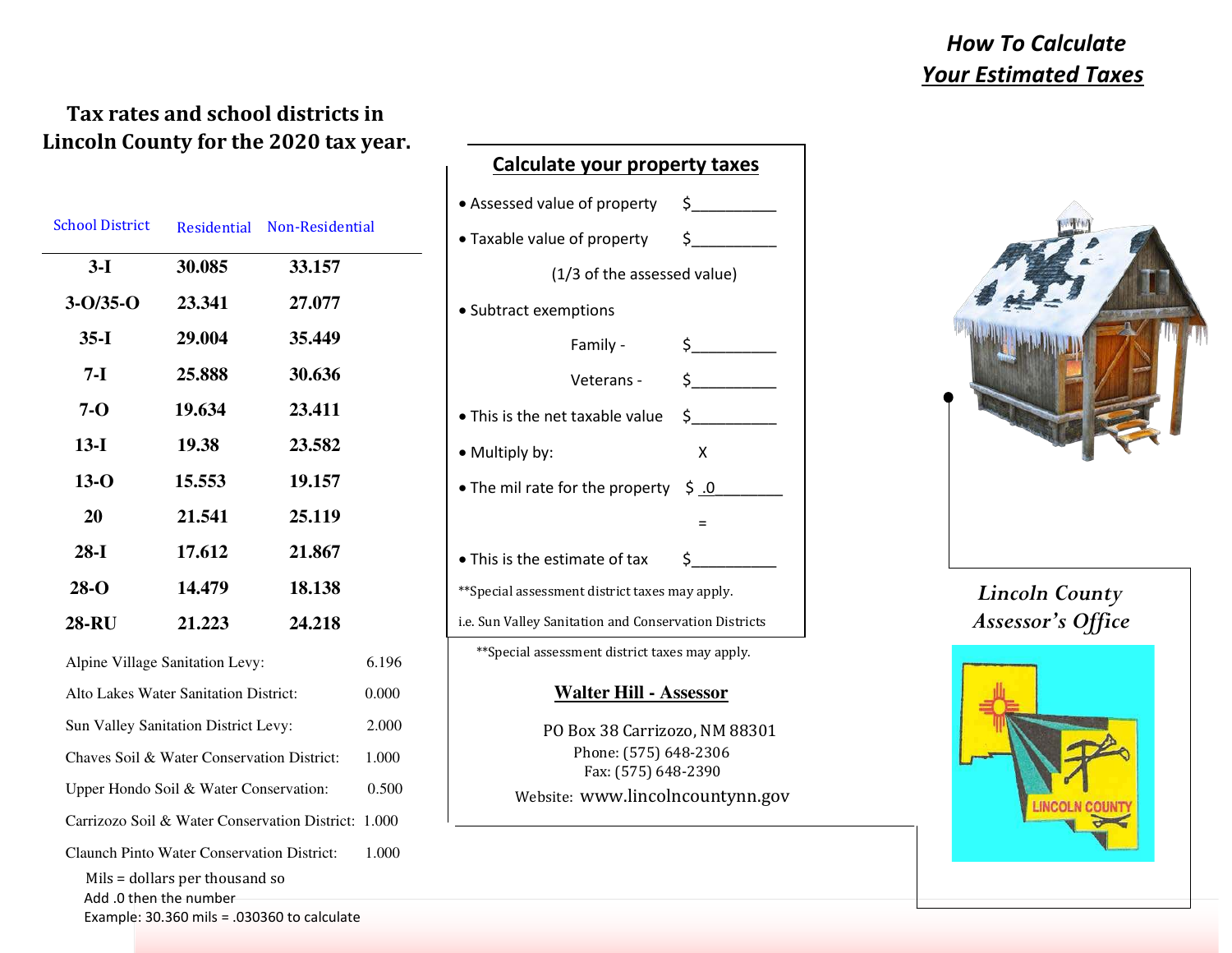## How To Calculate
## Your Estimated Taxes

### Tax rates and school districts in Lincoln County for the 2020 tax year.

| School District | Residential | Non-Residential |
|---|---|---|
| 3-I | 30.085 | 33.157 |
| 3-O/35-O | 23.341 | 27.077 |
| 35-I | 29.004 | 35.449 |
| 7-I | 25.888 | 30.636 |
| 7-O | 19.634 | 23.411 |
| 13-I | 19.38 | 23.582 |
| 13-O | 15.553 | 19.157 |
| 20 | 21.541 | 25.119 |
| 28-I | 17.612 | 21.867 |
| 28-O | 14.479 | 18.138 |
| 28-RU | 21.223 | 24.218 |

| | |
|---|---|
| Alpine Village Sanitation Levy: | 6.196 |
| Alto Lakes Water Sanitation District: | 0.000 |
| Sun Valley Sanitation District Levy: | 2.000 |
| Chaves Soil & Water Conservation District: | 1.000 |
| Upper Hondo Soil & Water Conservation: | 0.500 |
| Carrizozo Soil & Water Conservation District: | 1.000 |
| Claunch Pinto Water Conservation District: | 1.000 |

Mils = dollars per thousand so
Add .0 then the number
Example: 30.360 mils = .030360 to calculate

### Calculate your property taxes

- Assessed value of property $__________
- Taxable value of property $__________

  (1/3 of the assessed value)
- Subtract exemptions

  Family - $__________

  Veterans - $__________
- This is the net taxable value $__________
- Multiply by: X
- The mil rate for the property $ .0________

  =
- This is the estimate of tax $__________

**Special assessment district taxes may apply.

i.e. Sun Valley Sanitation and Conservation Districts

**Special assessment district taxes may apply.

**Walter Hill - Assessor**

PO Box 38 Carrizozo, NM 88301
Phone: (575) 648-2306
Fax: (575) 648-2390
Website: www.lincolncountynn.gov

*Lincoln County Assessor's Office*

LINCOLN COUNTY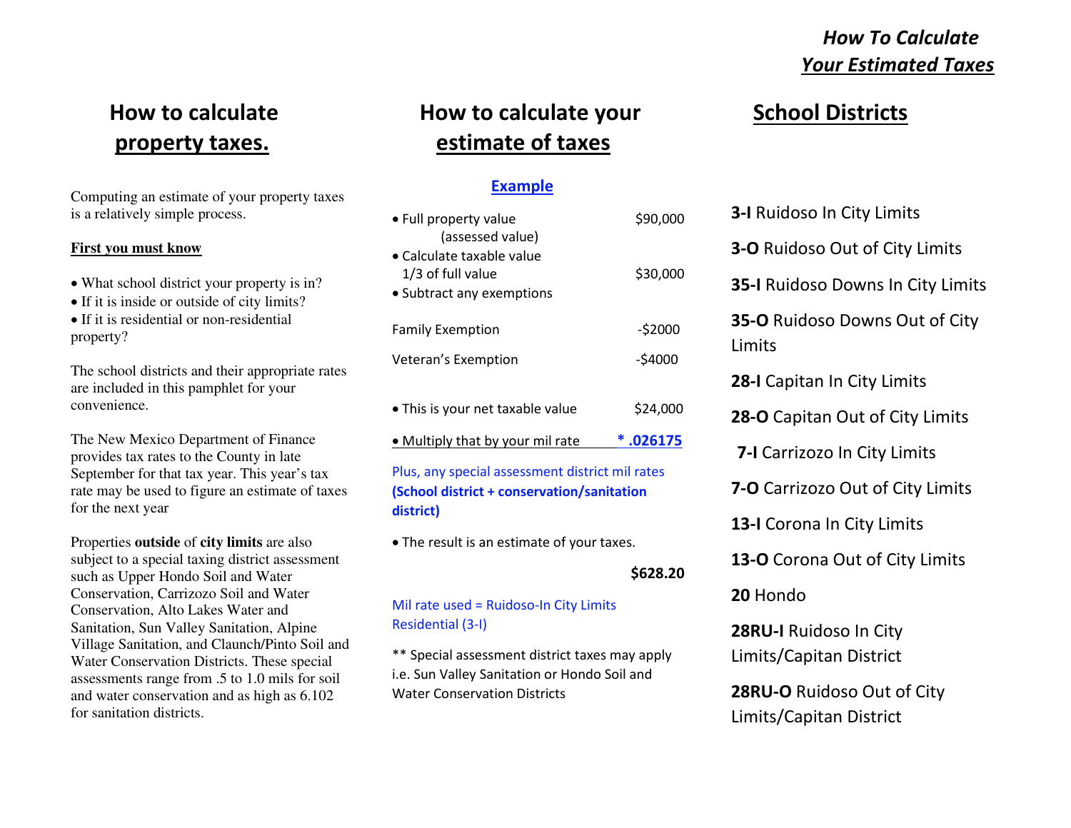*How To Calculate*
***Your Estimated Taxes***

## How to calculate **property taxes.**

Computing an estimate of your property taxes is a relatively simple process.

**First you must know**

- What school district your property is in?
- If it is inside or outside of city limits?
- If it is residential or non-residential property?

The school districts and their appropriate rates are included in this pamphlet for your convenience.

The New Mexico Department of Finance provides tax rates to the County in late September for that tax year. This year's tax rate may be used to figure an estimate of taxes for the next year

Properties **outside** of **city limits** are also subject to a special taxing district assessment such as Upper Hondo Soil and Water Conservation, Carrizozo Soil and Water Conservation, Alto Lakes Water and Sanitation, Sun Valley Sanitation, Alpine Village Sanitation, and Claunch/Pinto Soil and Water Conservation Districts. These special assessments range from .5 to 1.0 mils for soil and water conservation and as high as 6.102 for sanitation districts.

## How to calculate your **estimate of taxes**

**Example**

| | |
|---|---|
| • Full property value (assessed value) | $90,000 |
| • Calculate taxable value 1/3 of full value | $30,000 |
| • Subtract any exemptions | |
| Family Exemption | -$2000 |
| Veteran's Exemption | -$4000 |
| • This is your net taxable value | $24,000 |
| • Multiply that by your mil rate | **\* .026175** |

Plus, any special assessment district mil rates **(School district + conservation/sanitation district)**

- The result is an estimate of your taxes.

**$628.20**

Mil rate used = Ruidoso-In City Limits Residential (3-I)

** Special assessment district taxes may apply i.e. Sun Valley Sanitation or Hondo Soil and Water Conservation Districts

## School Districts

**3-I** Ruidoso In City Limits

**3-O** Ruidoso Out of City Limits

**35-I** Ruidoso Downs In City Limits

**35-O** Ruidoso Downs Out of City Limits

**28-I** Capitan In City Limits

**28-O** Capitan Out of City Limits

**7-I** Carrizozo In City Limits

**7-O** Carrizozo Out of City Limits

**13-I** Corona In City Limits

**13-O** Corona Out of City Limits

**20** Hondo

**28RU-I** Ruidoso In City Limits/Capitan District

**28RU-O** Ruidoso Out of City Limits/Capitan District